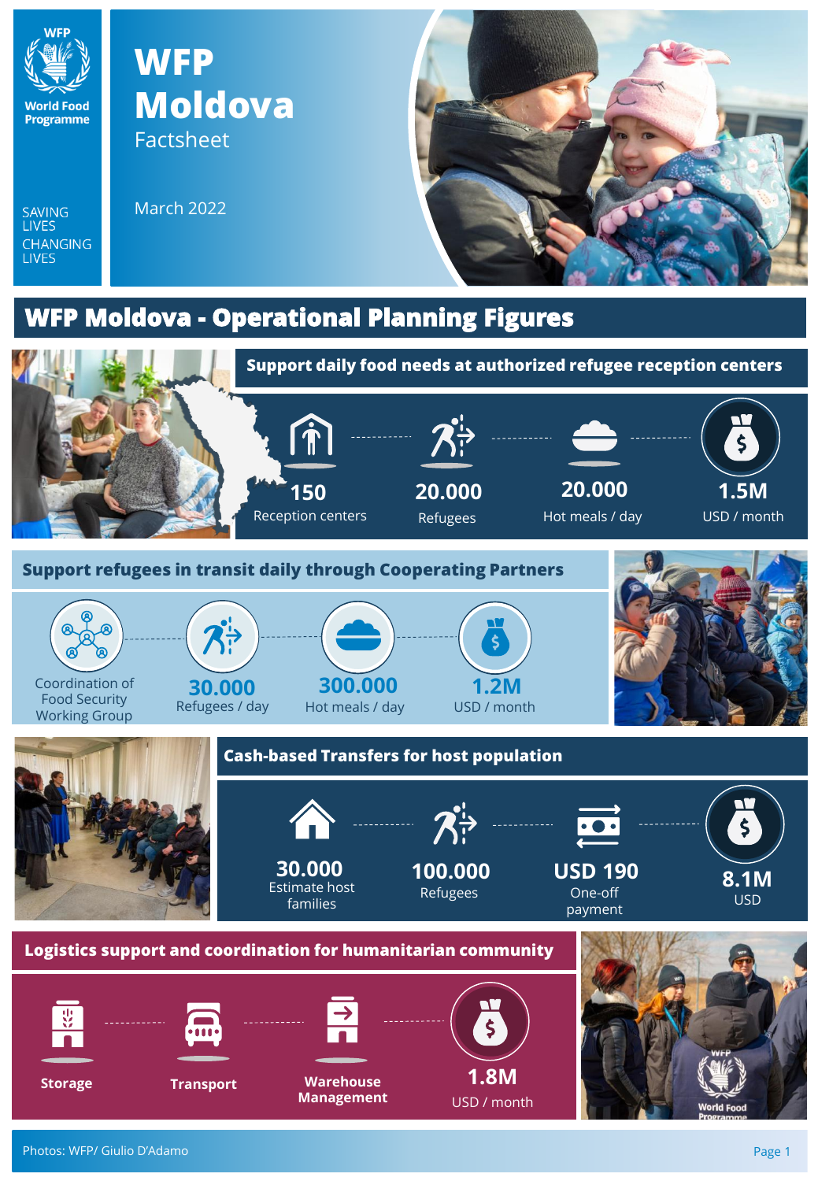WFP World Food Programme

SAVING LIVES CHANGING LIVES

# WFP Moldova

Factsheet

March 2022

## WFP Moldova - Operational Planning Figures

### Support daily food needs at authorized refugee reception centers

- **150** Reception centers
- **20.000** Refugees
- **20.000** Hot meals / day
- **1.5M** USD / month

### Support refugees in transit daily through Cooperating Partners

- Coordination of Food Security Working Group
- **30.000** Refugees / day
- **300.000** Hot meals / day
- **1.2M** USD / month

### Cash-based Transfers for host population

- **30.000** Estimate host families
- **100.000** Refugees
- **USD 190** One-off payment
- **8.1M** USD

### Logistics support and coordination for humanitarian community

- **Storage**
- **Transport**
- **Warehouse Management**
- **1.8M** USD / month

Photos: WFP/ Giulio D'Adamo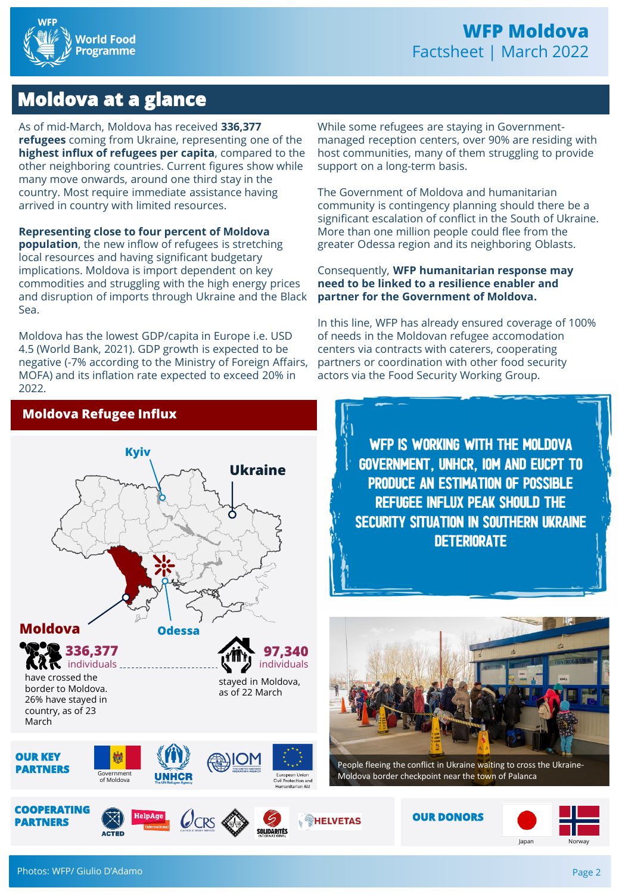# WFP Moldova
Factsheet | March 2022

## Moldova at a glance

As of mid-March, Moldova has received **336,377 refugees** coming from Ukraine, representing one of the **highest influx of refugees per capita**, compared to the other neighboring countries. Current figures show while many move onwards, around one third stay in the country. Most require immediate assistance having arrived in country with limited resources.

**Representing close to four percent of Moldova population**, the new inflow of refugees is stretching local resources and having significant budgetary implications. Moldova is import dependent on key commodities and struggling with the high energy prices and disruption of imports through Ukraine and the Black Sea.

Moldova has the lowest GDP/capita in Europe i.e. USD 4.5 (World Bank, 2021). GDP growth is expected to be negative (-7% according to the Ministry of Foreign Affairs, MOFA) and its inflation rate expected to exceed 20% in 2022.

While some refugees are staying in Government-managed reception centers, over 90% are residing with host communities, many of them struggling to provide support on a long-term basis.

The Government of Moldova and humanitarian community is contingency planning should there be a significant escalation of conflict in the South of Ukraine. More than one million people could flee from the greater Odessa region and its neighboring Oblasts.

Consequently, **WFP humanitarian response may need to be linked to a resilience enabler and partner for the Government of Moldova.**

In this line, WFP has already ensured coverage of 100% of needs in the Moldovan refugee accomodation centers via contracts with caterers, cooperating partners or coordination with other food security actors via the Food Security Working Group.

## Moldova Refugee Influx

Kyiv

Ukraine

Moldova

Odessa

336,377 individuals have crossed the border to Moldova. 26% have stayed in country, as of 23 March

97,340 individuals stayed in Moldova, as of 22 March

**WFP IS WORKING WITH THE MOLDOVA GOVERNMENT, UNHCR, IOM AND EUCPT TO PRODUCE AN ESTIMATION OF POSSIBLE REFUGEE INFLUX PEAK SHOULD THE SECURITY SITUATION IN SOUTHERN UKRAINE DETERIORATE**

People fleeing the conflict in Ukraine waiting to cross the Ukraine-Moldova border checkpoint near the town of Palanca

**OUR KEY PARTNERS**

Government of Moldova, UNHCR The UN Refugee Agency, IOM The United Nations Migration Agency, European Union Civil Protection and Humanitarian Aid

**COOPERATING PARTNERS**

ACTED, HelpAge International, CRS Catholic Relief Services, People in Need, Solidarités International, Helvetas

**OUR DONORS**

Japan, Norway

Photos: WFP/ Giulio D'Adamo